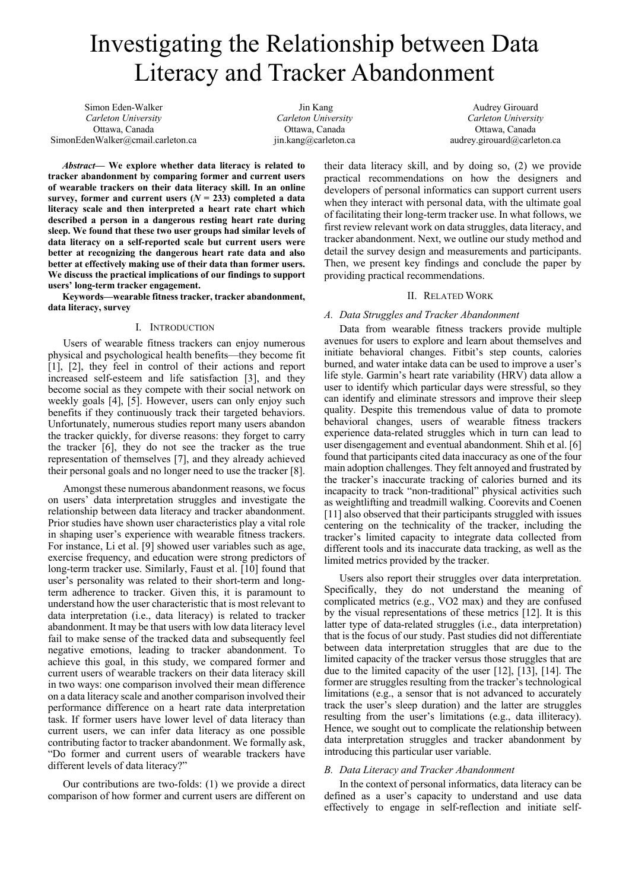# Investigating the Relationship between Data Literacy and Tracker Abandonment

Simon Eden-Walker
*Carleton University*
Ottawa, Canada
SimonEdenWalker@cmail.carleton.ca

Jin Kang
*Carleton University*
Ottawa, Canada
jin.kang@carleton.ca

Audrey Girouard
*Carleton University*
Ottawa, Canada
audrey.girouard@carleton.ca

***Abstract*— We explore whether data literacy is related to tracker abandonment by comparing former and current users of wearable trackers on their data literacy skill. In an online survey, former and current users ($N$ = 233) completed a data literacy scale and then interpreted a heart rate chart which described a person in a dangerous resting heart rate during sleep. We found that these two user groups had similar levels of data literacy on a self-reported scale but current users were better at recognizing the dangerous heart rate data and also better at effectively making use of their data than former users. We discuss the practical implications of our findings to support users' long-term tracker engagement.**

**Keywords—wearable fitness tracker, tracker abandonment, data literacy, survey**

## I. Introduction

Users of wearable fitness trackers can enjoy numerous physical and psychological health benefits—they become fit [1], [2], they feel in control of their actions and report increased self-esteem and life satisfaction [3], and they become social as they compete with their social network on weekly goals [4], [5]. However, users can only enjoy such benefits if they continuously track their targeted behaviors. Unfortunately, numerous studies report many users abandon the tracker quickly, for diverse reasons: they forget to carry the tracker [6], they do not see the tracker as the true representation of themselves [7], and they already achieved their personal goals and no longer need to use the tracker [8].

Amongst these numerous abandonment reasons, we focus on users' data interpretation struggles and investigate the relationship between data literacy and tracker abandonment. Prior studies have shown user characteristics play a vital role in shaping user's experience with wearable fitness trackers. For instance, Li et al. [9] showed user variables such as age, exercise frequency, and education were strong predictors of long-term tracker use. Similarly, Faust et al. [10] found that user's personality was related to their short-term and long-term adherence to tracker. Given this, it is paramount to understand how the user characteristic that is most relevant to data interpretation (i.e., data literacy) is related to tracker abandonment. It may be that users with low data literacy level fail to make sense of the tracked data and subsequently feel negative emotions, leading to tracker abandonment. To achieve this goal, in this study, we compared former and current users of wearable trackers on their data literacy skill in two ways: one comparison involved their mean difference on a data literacy scale and another comparison involved their performance difference on a heart rate data interpretation task. If former users have lower level of data literacy than current users, we can infer data literacy as one possible contributing factor to tracker abandonment. We formally ask, "Do former and current users of wearable trackers have different levels of data literacy?"

Our contributions are two-folds: (1) we provide a direct comparison of how former and current users are different on their data literacy skill, and by doing so, (2) we provide practical recommendations on how the designers and developers of personal informatics can support current users when they interact with personal data, with the ultimate goal of facilitating their long-term tracker use. In what follows, we first review relevant work on data struggles, data literacy, and tracker abandonment. Next, we outline our study method and detail the survey design and measurements and participants. Then, we present key findings and conclude the paper by providing practical recommendations.

## II. Related Work

### *A. Data Struggles and Tracker Abandonment*

Data from wearable fitness trackers provide multiple avenues for users to explore and learn about themselves and initiate behavioral changes. Fitbit's step counts, calories burned, and water intake data can be used to improve a user's life style. Garmin's heart rate variability (HRV) data allow a user to identify which particular days were stressful, so they can identify and eliminate stressors and improve their sleep quality. Despite this tremendous value of data to promote behavioral changes, users of wearable fitness trackers experience data-related struggles which in turn can lead to user disengagement and eventual abandonment. Shih et al. [6] found that participants cited data inaccuracy as one of the four main adoption challenges. They felt annoyed and frustrated by the tracker's inaccurate tracking of calories burned and its incapacity to track "non-traditional" physical activities such as weightlifting and treadmill walking. Coorevits and Coenen [11] also observed that their participants struggled with issues centering on the technicality of the tracker, including the tracker's limited capacity to integrate data collected from different tools and its inaccurate data tracking, as well as the limited metrics provided by the tracker.

Users also report their struggles over data interpretation. Specifically, they do not understand the meaning of complicated metrics (e.g., VO2 max) and they are confused by the visual representations of these metrics [12]. It is this latter type of data-related struggles (i.e., data interpretation) that is the focus of our study. Past studies did not differentiate between data interpretation struggles that are due to the limited capacity of the tracker versus those struggles that are due to the limited capacity of the user [12], [13], [14]. The former are struggles resulting from the tracker's technological limitations (e.g., a sensor that is not advanced to accurately track the user's sleep duration) and the latter are struggles resulting from the user's limitations (e.g., data illiteracy). Hence, we sought out to complicate the relationship between data interpretation struggles and tracker abandonment by introducing this particular user variable.

### *B. Data Literacy and Tracker Abandonment*

In the context of personal informatics, data literacy can be defined as a user's capacity to understand and use data effectively to engage in self-reflection and initiate self-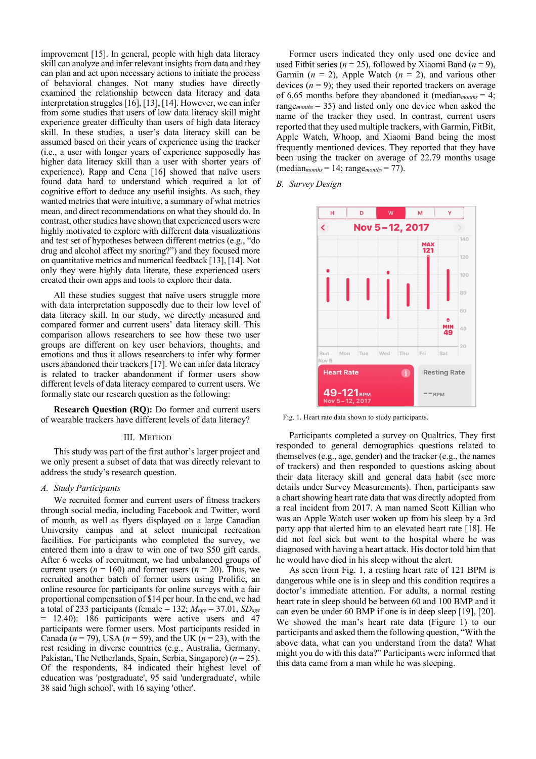improvement [15]. In general, people with high data literacy skill can analyze and infer relevant insights from data and they can plan and act upon necessary actions to initiate the process of behavioral changes. Not many studies have directly examined the relationship between data literacy and data interpretation struggles [16], [13], [14]. However, we can infer from some studies that users of low data literacy skill might experience greater difficulty than users of high data literacy skill. In these studies, a user's data literacy skill can be assumed based on their years of experience using the tracker (i.e., a user with longer years of experience supposedly has higher data literacy skill than a user with shorter years of experience). Rapp and Cena [16] showed that naïve users found data hard to understand which required a lot of cognitive effort to deduce any useful insights. As such, they wanted metrics that were intuitive, a summary of what metrics mean, and direct recommendations on what they should do. In contrast, other studies have shown that experienced users were highly motivated to explore with different data visualizations and test set of hypotheses between different metrics (e.g., "do drug and alcohol affect my snoring?") and they focused more on quantitative metrics and numerical feedback [13], [14]. Not only they were highly data literate, these experienced users created their own apps and tools to explore their data.

All these studies suggest that naïve users struggle more with data interpretation supposedly due to their low level of data literacy skill. In our study, we directly measured and compared former and current users' data literacy skill. This comparison allows researchers to see how these two user groups are different on key user behaviors, thoughts, and emotions and thus it allows researchers to infer why former users abandoned their trackers [17]. We can infer data literacy is related to tracker abandonment if former users show different levels of data literacy compared to current users. We formally state our research question as the following:

**Research Question (RQ):** Do former and current users of wearable trackers have different levels of data literacy?

## III. Method

This study was part of the first author's larger project and we only present a subset of data that was directly relevant to address the study's research question.

### *A. Study Participants*

We recruited former and current users of fitness trackers through social media, including Facebook and Twitter, word of mouth, as well as flyers displayed on a large Canadian University campus and at select municipal recreation facilities. For participants who completed the survey, we entered them into a draw to win one of two \$50 gift cards. After 6 weeks of recruitment, we had unbalanced groups of current users ($n$ = 160) and former users ($n$ = 20). Thus, we recruited another batch of former users using Prolific, an online resource for participants for online surveys with a fair proportional compensation of \$14 per hour. In the end, we had a total of 233 participants (female = 132; $M_{age}$ = 37.01, $SD_{age}$ = 12.40): 186 participants were active users and 47 participants were former users. Most participants resided in Canada ($n$ = 79), USA ($n$ = 59), and the UK ($n$ = 23), with the rest residing in diverse countries (e.g., Australia, Germany, Pakistan, The Netherlands, Spain, Serbia, Singapore) ($n$ = 25). Of the respondents, 84 indicated their highest level of education was 'postgraduate', 95 said 'undergraduate', while 38 said 'high school', with 16 saying 'other'.

Former users indicated they only used one device and used Fitbit series ($n$ = 25), followed by Xiaomi Band ($n$ = 9), Garmin ($n$ = 2), Apple Watch ($n$ = 2), and various other devices ($n$ = 9); they used their reported trackers on average of 6.65 months before they abandoned it ($\text{median}_{months}$ = 4; $\text{range}_{months}$ = 35) and listed only one device when asked the name of the tracker they used. In contrast, current users reported that they used multiple trackers, with Garmin, FitBit, Apple Watch, Whoop, and Xiaomi Band being the most frequently mentioned devices. They reported that they have been using the tracker on average of 22.79 months usage ($\text{median}_{months}$ = 14; $\text{range}_{months}$ = 77).

### *B. Survey Design*

Fig. 1. Heart rate data shown to study participants.

Participants completed a survey on Qualtrics. They first responded to general demographics questions related to themselves (e.g., age, gender) and the tracker (e.g., the names of trackers) and then responded to questions asking about their data literacy skill and general data habit (see more details under Survey Measurements). Then, participants saw a chart showing heart rate data that was directly adopted from a real incident from 2017. A man named Scott Killian who was an Apple Watch user woken up from his sleep by a 3rd party app that alerted him to an elevated heart rate [18]. He did not feel sick but went to the hospital where he was diagnosed with having a heart attack. His doctor told him that he would have died in his sleep without the alert.

As seen from Fig. 1, a resting heart rate of 121 BPM is dangerous while one is in sleep and this condition requires a doctor's immediate attention. For adults, a normal resting heart rate in sleep should be between 60 and 100 BMP and it can even be under 60 BMP if one is in deep sleep [19], [20]. We showed the man's heart rate data (Figure 1) to our participants and asked them the following question, "With the above data, what can you understand from the data? What might you do with this data?" Participants were informed that this data came from a man while he was sleeping.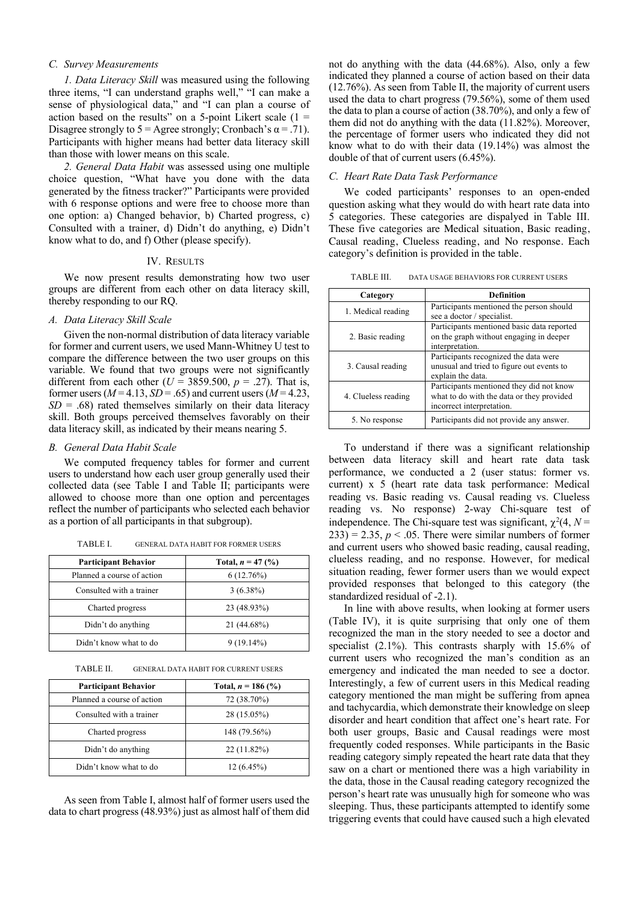### C. Survey Measurements

*1. Data Literacy Skill* was measured using the following three items, "I can understand graphs well," "I can make a sense of physiological data," and "I can plan a course of action based on the results" on a 5-point Likert scale (1 = Disagree strongly to 5 = Agree strongly; Cronbach's α = .71). Participants with higher means had better data literacy skill than those with lower means on this scale.

*2. General Data Habit* was assessed using one multiple choice question, "What have you done with the data generated by the fitness tracker?" Participants were provided with 6 response options and were free to choose more than one option: a) Changed behavior, b) Charted progress, c) Consulted with a trainer, d) Didn't do anything, e) Didn't know what to do, and f) Other (please specify).

## IV. Results

We now present results demonstrating how two user groups are different from each other on data literacy skill, thereby responding to our RQ.

### A. Data Literacy Skill Scale

Given the non-normal distribution of data literacy variable for former and current users, we used Mann-Whitney U test to compare the difference between the two user groups on this variable. We found that two groups were not significantly different from each other ($U$ = 3859.500, $p$ = .27). That is, former users ($M$ = 4.13, $SD$ = .65) and current users ($M$ = 4.23, $SD$ = .68) rated themselves similarly on their data literacy skill. Both groups perceived themselves favorably on their data literacy skill, as indicated by their means nearing 5.

### B. General Data Habit Scale

We computed frequency tables for former and current users to understand how each user group generally used their collected data (see Table I and Table II; participants were allowed to choose more than one option and percentages reflect the number of participants who selected each behavior as a portion of all participants in that subgroup).

TABLE I. GENERAL DATA HABIT FOR FORMER USERS

| Participant Behavior | Total, $n$ = 47 (%) |
|---|---|
| Planned a course of action | 6 (12.76%) |
| Consulted with a trainer | 3 (6.38%) |
| Charted progress | 23 (48.93%) |
| Didn't do anything | 21 (44.68%) |
| Didn't know what to do | 9 (19.14%) |

TABLE II. GENERAL DATA HABIT FOR CURRENT USERS

| Participant Behavior | Total, $n$ = 186 (%) |
|---|---|
| Planned a course of action | 72 (38.70%) |
| Consulted with a trainer | 28 (15.05%) |
| Charted progress | 148 (79.56%) |
| Didn't do anything | 22 (11.82%) |
| Didn't know what to do | 12 (6.45%) |

As seen from Table I, almost half of former users used the data to chart progress (48.93%) just as almost half of them did not do anything with the data (44.68%). Also, only a few indicated they planned a course of action based on their data (12.76%). As seen from Table II, the majority of current users used the data to chart progress (79.56%), some of them used the data to plan a course of action (38.70%), and only a few of them did not do anything with the data (11.82%). Moreover, the percentage of former users who indicated they did not know what to do with their data (19.14%) was almost the double of that of current users (6.45%).

### C. Heart Rate Data Task Performance

We coded participants' responses to an open-ended question asking what they would do with heart rate data into 5 categories. These categories are dispalyed in Table III. These five categories are Medical situation, Basic reading, Causal reading, Clueless reading, and No response. Each category's definition is provided in the table.

TABLE III. DATA USAGE BEHAVIORS FOR CURRENT USERS

| Category | Definition |
|---|---|
| 1. Medical reading | Participants mentioned the person should see a doctor / specialist. |
| 2. Basic reading | Participants mentioned basic data reported on the graph without engaging in deeper interpretation. |
| 3. Causal reading | Participants recognized the data were unusual and tried to figure out events to explain the data. |
| 4. Clueless reading | Participants mentioned they did not know what to do with the data or they provided incorrect interpretation. |
| 5. No response | Participants did not provide any answer. |

To understand if there was a significant relationship between data literacy skill and heart rate data task performance, we conducted a 2 (user status: former vs. current) x 5 (heart rate data task performance: Medical reading vs. Basic reading vs. Causal reading vs. Clueless reading vs. No response) 2-way Chi-square test of independence. The Chi-square test was significant, $\chi^2(4, N = 233) = 2.35$, $p < .05$. There were similar numbers of former and current users who showed basic reading, causal reading, clueless reading, and no response. However, for medical situation reading, fewer former users than we would expect provided responses that belonged to this category (the standardized residual of -2.1).

In line with above results, when looking at former users (Table IV), it is quite surprising that only one of them recognized the man in the story needed to see a doctor and specialist (2.1%). This contrasts sharply with 15.6% of current users who recognized the man's condition as an emergency and indicated the man needed to see a doctor. Interestingly, a few of current users in this Medical reading category mentioned the man might be suffering from apnea and tachycardia, which demonstrate their knowledge on sleep disorder and heart condition that affect one's heart rate. For both user groups, Basic and Causal readings were most frequently coded responses. While participants in the Basic reading category simply repeated the heart rate data that they saw on a chart or mentioned there was a high variability in the data, those in the Causal reading category recognized the person's heart rate was unusually high for someone who was sleeping. Thus, these participants attempted to identify some triggering events that could have caused such a high elevated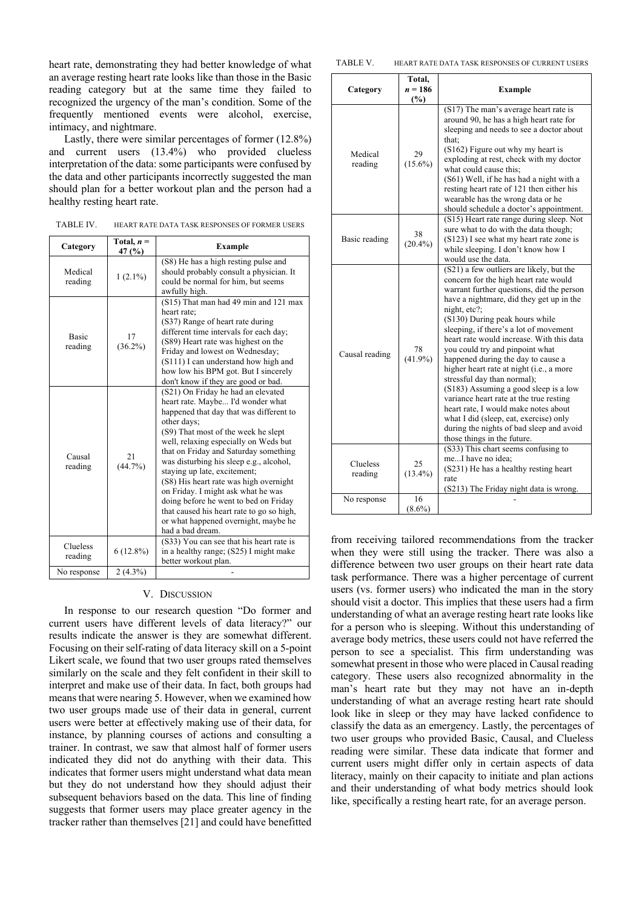heart rate, demonstrating they had better knowledge of what an average resting heart rate looks like than those in the Basic reading category but at the same time they failed to recognized the urgency of the man's condition. Some of the frequently mentioned events were alcohol, exercise, intimacy, and nightmare.

Lastly, there were similar percentages of former (12.8%) and current users (13.4%) who provided clueless interpretation of the data: some participants were confused by the data and other participants incorrectly suggested the man should plan for a better workout plan and the person had a healthy resting heart rate.

TABLE IV. HEART RATE DATA TASK RESPONSES OF FORMER USERS

| Category | Total, $n$ = 47 (%) | Example |
|---|---|---|
| Medical reading | 1 (2.1%) | (S8) He has a high resting pulse and should probably consult a physician. It could be normal for him, but seems awfully high. |
| Basic reading | 17 (36.2%) | (S15) That man had 49 min and 121 max heart rate; (S37) Range of heart rate during different time intervals for each day; (S89) Heart rate was highest on the Friday and lowest on Wednesday; (S111) I can understand how high and how low his BPM got. But I sincerely don't know if they are good or bad. |
| Causal reading | 21 (44.7%) | (S21) On Friday he had an elevated heart rate. Maybe... I'd wonder what happened that day that was different to other days; (S9) That most of the week he slept well, relaxing especially on Weds but that on Friday and Saturday something was disturbing his sleep e.g., alcohol, staying up late, excitement; (S8) His heart rate was high overnight on Friday. I might ask what he was doing before he went to bed on Friday that caused his heart rate to go so high, or what happened overnight, maybe he had a bad dream. |
| Clueless reading | 6 (12.8%) | (S33) You can see that his heart rate is in a healthy range; (S25) I might make better workout plan. |
| No response | 2 (4.3%) | - |

## V. Discussion

In response to our research question "Do former and current users have different levels of data literacy?" our results indicate the answer is they are somewhat different. Focusing on their self-rating of data literacy skill on a 5-point Likert scale, we found that two user groups rated themselves similarly on the scale and they felt confident in their skill to interpret and make use of their data. In fact, both groups had means that were nearing 5. However, when we examined how two user groups made use of their data in general, current users were better at effectively making use of their data, for instance, by planning courses of actions and consulting a trainer. In contrast, we saw that almost half of former users indicated they did not do anything with their data. This indicates that former users might understand what data mean but they do not understand how they should adjust their subsequent behaviors based on the data. This line of finding suggests that former users may place greater agency in the tracker rather than themselves [21] and could have benefitted from receiving tailored recommendations from the tracker when they were still using the tracker. There was also a difference between two user groups on their heart rate data task performance. There was a higher percentage of current users (vs. former users) who indicated the man in the story should visit a doctor. This implies that these users had a firm understanding of what an average resting heart rate looks like for a person who is sleeping. Without this understanding of average body metrics, these users could not have referred the person to see a specialist. This firm understanding was somewhat present in those who were placed in Causal reading category. These users also recognized abnormality in the man's heart rate but they may not have an in-depth understanding of what an average resting heart rate should look like in sleep or they may have lacked confidence to classify the data as an emergency. Lastly, the percentages of two user groups who provided Basic, Causal, and Clueless reading were similar. These data indicate that former and current users might differ only in certain aspects of data literacy, mainly on their capacity to initiate and plan actions and their understanding of what body metrics should look like, specifically a resting heart rate, for an average person.

TABLE V. HEART RATE DATA TASK RESPONSES OF CURRENT USERS

| Category | Total, $n$ = 186 (%) | Example |
|---|---|---|
| Medical reading | 29 (15.6%) | (S17) The man's average heart rate is around 90, he has a high heart rate for sleeping and needs to see a doctor about that; (S162) Figure out why my heart is exploding at rest, check with my doctor what could cause this; (S61) Well, if he has had a night with a resting heart rate of 121 then either his wearable has the wrong data or he should schedule a doctor's appointment. |
| Basic reading | 38 (20.4%) | (S15) Heart rate range during sleep. Not sure what to do with the data though; (S123) I see what my heart rate zone is while sleeping. I don't know how I would use the data. |
| Causal reading | 78 (41.9%) | (S21) a few outliers are likely, but the concern for the high heart rate would warrant further questions, did the person have a nightmare, did they get up in the night, etc?; (S130) During peak hours while sleeping, if there's a lot of movement heart rate would increase. With this data you could try and pinpoint what happened during the day to cause a higher heart rate at night (i.e., a more stressful day than normal); (S183) Assuming a good sleep is a low variance heart rate at the true resting heart rate, I would make notes about what I did (sleep, eat, exercise) only during the nights of bad sleep and avoid those things in the future. |
| Clueless reading | 25 (13.4%) | (S33) This chart seems confusing to me...I have no idea; (S231) He has a healthy resting heart rate (S213) The Friday night data is wrong. |
| No response | 16 (8.6%) | - |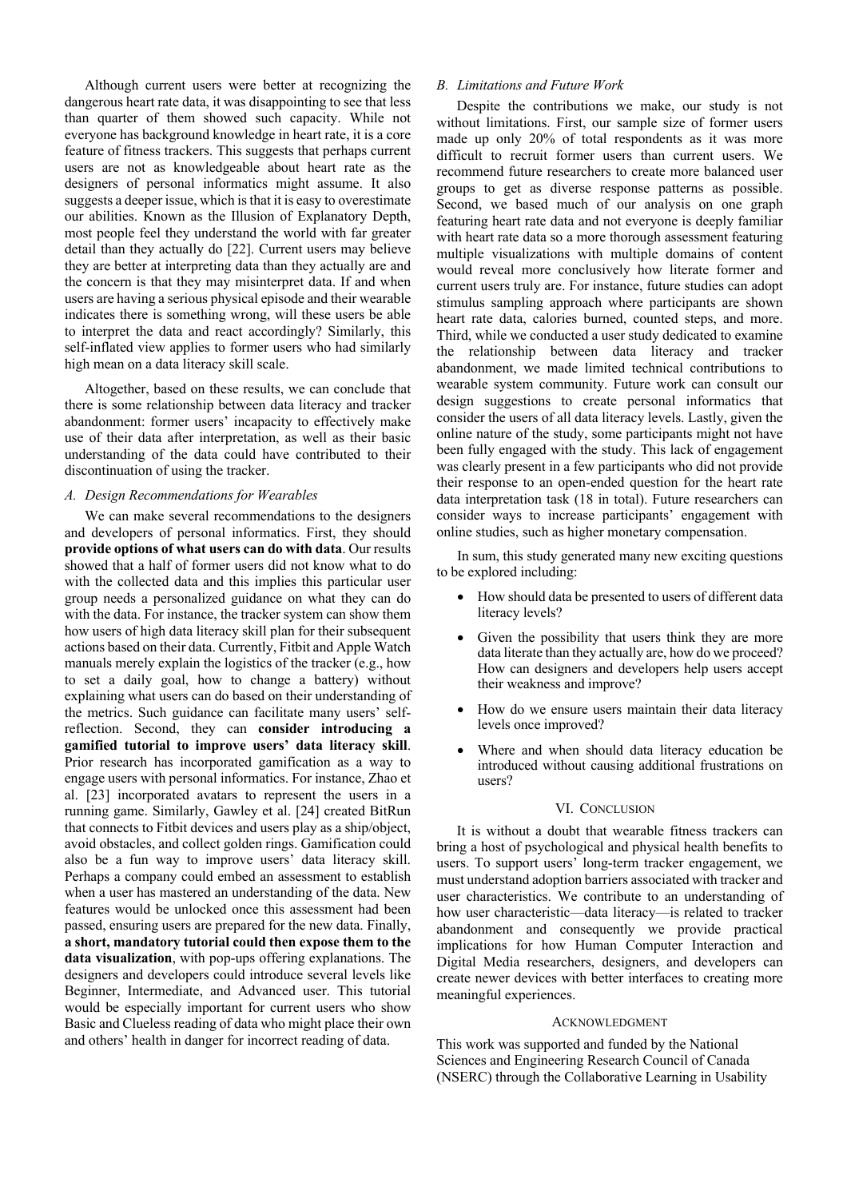Although current users were better at recognizing the dangerous heart rate data, it was disappointing to see that less than quarter of them showed such capacity. While not everyone has background knowledge in heart rate, it is a core feature of fitness trackers. This suggests that perhaps current users are not as knowledgeable about heart rate as the designers of personal informatics might assume. It also suggests a deeper issue, which is that it is easy to overestimate our abilities. Known as the Illusion of Explanatory Depth, most people feel they understand the world with far greater detail than they actually do [22]. Current users may believe they are better at interpreting data than they actually are and the concern is that they may misinterpret data. If and when users are having a serious physical episode and their wearable indicates there is something wrong, will these users be able to interpret the data and react accordingly? Similarly, this self-inflated view applies to former users who had similarly high mean on a data literacy skill scale.

Altogether, based on these results, we can conclude that there is some relationship between data literacy and tracker abandonment: former users' incapacity to effectively make use of their data after interpretation, as well as their basic understanding of the data could have contributed to their discontinuation of using the tracker.

### *A. Design Recommendations for Wearables*

We can make several recommendations to the designers and developers of personal informatics. First, they should **provide options of what users can do with data**. Our results showed that a half of former users did not know what to do with the collected data and this implies this particular user group needs a personalized guidance on what they can do with the data. For instance, the tracker system can show them how users of high data literacy skill plan for their subsequent actions based on their data. Currently, Fitbit and Apple Watch manuals merely explain the logistics of the tracker (e.g., how to set a daily goal, how to change a battery) without explaining what users can do based on their understanding of the metrics. Such guidance can facilitate many users' self-reflection. Second, they can **consider introducing a gamified tutorial to improve users' data literacy skill**. Prior research has incorporated gamification as a way to engage users with personal informatics. For instance, Zhao et al. [23] incorporated avatars to represent the users in a running game. Similarly, Gawley et al. [24] created BitRun that connects to Fitbit devices and users play as a ship/object, avoid obstacles, and collect golden rings. Gamification could also be a fun way to improve users' data literacy skill. Perhaps a company could embed an assessment to establish when a user has mastered an understanding of the data. New features would be unlocked once this assessment had been passed, ensuring users are prepared for the new data. Finally, **a short, mandatory tutorial could then expose them to the data visualization**, with pop-ups offering explanations. The designers and developers could introduce several levels like Beginner, Intermediate, and Advanced user. This tutorial would be especially important for current users who show Basic and Clueless reading of data who might place their own and others' health in danger for incorrect reading of data.

### *B. Limitations and Future Work*

Despite the contributions we make, our study is not without limitations. First, our sample size of former users made up only 20% of total respondents as it was more difficult to recruit former users than current users. We recommend future researchers to create more balanced user groups to get as diverse response patterns as possible. Second, we based much of our analysis on one graph featuring heart rate data and not everyone is deeply familiar with heart rate data so a more thorough assessment featuring multiple visualizations with multiple domains of content would reveal more conclusively how literate former and current users truly are. For instance, future studies can adopt stimulus sampling approach where participants are shown heart rate data, calories burned, counted steps, and more. Third, while we conducted a user study dedicated to examine the relationship between data literacy and tracker abandonment, we made limited technical contributions to wearable system community. Future work can consult our design suggestions to create personal informatics that consider the users of all data literacy levels. Lastly, given the online nature of the study, some participants might not have been fully engaged with the study. This lack of engagement was clearly present in a few participants who did not provide their response to an open-ended question for the heart rate data interpretation task (18 in total). Future researchers can consider ways to increase participants' engagement with online studies, such as higher monetary compensation.

In sum, this study generated many new exciting questions to be explored including:

- How should data be presented to users of different data literacy levels?
- Given the possibility that users think they are more data literate than they actually are, how do we proceed? How can designers and developers help users accept their weakness and improve?
- How do we ensure users maintain their data literacy levels once improved?
- Where and when should data literacy education be introduced without causing additional frustrations on users?

## VI. Conclusion

It is without a doubt that wearable fitness trackers can bring a host of psychological and physical health benefits to users. To support users' long-term tracker engagement, we must understand adoption barriers associated with tracker and user characteristics. We contribute to an understanding of how user characteristic—data literacy—is related to tracker abandonment and consequently we provide practical implications for how Human Computer Interaction and Digital Media researchers, designers, and developers can create newer devices with better interfaces to creating more meaningful experiences.

## Acknowledgment

This work was supported and funded by the National Sciences and Engineering Research Council of Canada (NSERC) through the Collaborative Learning in Usability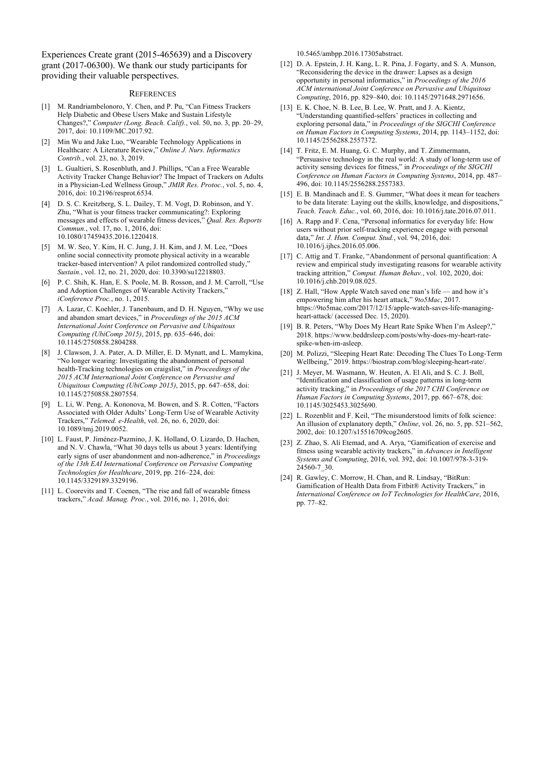Experiences Create grant (2015-465639) and a Discovery grant (2017-06300). We thank our study participants for providing their valuable perspectives.

## References

[1] M. Randriambelonoro, Y. Chen, and P. Pu, "Can Fitness Trackers Help Diabetic and Obese Users Make and Sustain Lifestyle Changes?," *Computer (Long. Beach. Calif).*, vol. 50, no. 3, pp. 20–29, 2017, doi: 10.1109/MC.2017.92.

[2] Min Wu and Jake Luo, "Wearable Technology Applications in Healthcare: A Literature Review," *Online J. Nurs. Informatics Contrib.*, vol. 23, no. 3, 2019.

[3] L. Gualtieri, S. Rosenbluth, and J. Phillips, "Can a Free Wearable Activity Tracker Change Behavior? The Impact of Trackers on Adults in a Physician-Led Wellness Group," *JMIR Res. Protoc.*, vol. 5, no. 4, 2016, doi: 10.2196/resprot.6534.

[4] D. S. C. Kreitzberg, S. L. Dailey, T. M. Vogt, D. Robinson, and Y. Zhu, "What is your fitness tracker communicating?: Exploring messages and effects of wearable fitness devices," *Qual. Res. Reports Commun.*, vol. 17, no. 1, 2016, doi: 10.1080/17459435.2016.1220418.

[5] M. W. Seo, Y. Kim, H. C. Jung, J. H. Kim, and J. M. Lee, "Does online social connectivity promote physical activity in a wearable tracker-based intervention? A pilot randomized controlled study," *Sustain.*, vol. 12, no. 21, 2020, doi: 10.3390/su12218803.

[6] P. C. Shih, K. Han, E. S. Poole, M. B. Rosson, and J. M. Carroll, "Use and Adoption Challenges of Wearable Activity Trackers," *iConference Proc.*, no. 1, 2015.

[7] A. Lazar, C. Koehler, J. Tanenbaum, and D. H. Nguyen, "Why we use and abandon smart devices," in *Proceedings of the 2015 ACM International Joint Conference on Pervasive and Ubiquitous Computing (UbiComp 2015)*, 2015, pp. 635–646, doi: 10.1145/2750858.2804288.

[8] J. Clawson, J. A. Pater, A. D. Miller, E. D. Mynatt, and L. Mamykina, "No longer wearing: Investigating the abandonment of personal health-Tracking technologies on craigslist," in *Proceedings of the 2015 ACM International Joint Conference on Pervasive and Ubiquitous Computing (UbiComp 2015)*, 2015, pp. 647–658, doi: 10.1145/2750858.2807554.

[9] L. Li, W. Peng, A. Kononova, M. Bowen, and S. R. Cotten, "Factors Associated with Older Adults' Long-Term Use of Wearable Activity Trackers," *Telemed. e-Health*, vol. 26, no. 6, 2020, doi: 10.1089/tmj.2019.0052.

[10] L. Faust, P. Jiménez-Pazmino, J. K. Holland, O. Lizardo, D. Hachen, and N. V. Chawla, "What 30 days tells us about 3 years: Identifying early signs of user abandonment and non-adherence," in *Proceedings of the 13th EAI International Conference on Pervasive Computing Technologies for Healthcare*, 2019, pp. 216–224, doi: 10.1145/3329189.3329196.

[11] L. Coorevits and T. Coenen, "The rise and fall of wearable fitness trackers," *Acad. Manag. Proc.*, vol. 2016, no. 1, 2016, doi: 10.5465/ambpp.2016.17305abstract.

[12] D. A. Epstein, J. H. Kang, L. R. Pina, J. Fogarty, and S. A. Munson, "Reconsidering the device in the drawer: Lapses as a design opportunity in personal informatics," in *Proceedings of the 2016 ACM international Joint Conference on Pervasive and Ubiquitous Computing*, 2016, pp. 829–840, doi: 10.1145/2971648.2971656.

[13] E. K. Choe, N. B. Lee, B. Lee, W. Pratt, and J. A. Kientz, "Understanding quantified-selfers' practices in collecting and exploring personal data," in *Proceedings of the SIGCHI Conference on Human Factors in Computing Systems*, 2014, pp. 1143–1152, doi: 10.1145/2556288.2557372.

[14] T. Fritz, E. M. Huang, G. C. Murphy, and T. Zimmermann, "Persuasive technology in the real world: A study of long-term use of activity sensing devices for fitness," in *Proceedings of the SIGCHI Conference on Human Factors in Computing Systems*, 2014, pp. 487–496, doi: 10.1145/2556288.2557383.

[15] E. B. Mandinach and E. S. Gummer, "What does it mean for teachers to be data literate: Laying out the skills, knowledge, and dispositions," *Teach. Teach. Educ.*, vol. 60, 2016, doi: 10.1016/j.tate.2016.07.011.

[16] A. Rapp and F. Cena, "Personal informatics for everyday life: How users without prior self-tracking experience engage with personal data," *Int. J. Hum. Comput. Stud.*, vol. 94, 2016, doi: 10.1016/j.ijhcs.2016.05.006.

[17] C. Attig and T. Franke, "Abandonment of personal quantification: A review and empirical study investigating reasons for wearable activity tracking attrition," *Comput. Human Behav.*, vol. 102, 2020, doi: 10.1016/j.chb.2019.08.025.

[18] Z. Hall, "How Apple Watch saved one man's life — and how it's empowering him after his heart attack," *9to5Mac*, 2017. https://9to5mac.com/2017/12/15/apple-watch-saves-life-managing-heart-attack/ (accessed Dec. 15, 2020).

[19] B. R. Peters, "Why Does My Heart Rate Spike When I'm Asleep?," 2018. https://www.beddrsleep.com/posts/why-does-my-heart-rate-spike-when-im-asleep.

[20] M. Polizzi, "Sleeping Heart Rate: Decoding The Clues To Long-Term Wellbeing," 2019. https://biostrap.com/blog/sleeping-heart-rate/.

[21] J. Meyer, M. Wasmann, W. Heuten, A. El Ali, and S. C. J. Boll, "Identification and classification of usage patterns in long-term activity tracking," in *Proceedings of the 2017 CHI Conference on Human Factors in Computing Systems*, 2017, pp. 667–678, doi: 10.1145/3025453.3025690.

[22] L. Rozenblit and F. Keil, "The misunderstood limits of folk science: An illusion of explanatory depth," *Online*, vol. 26, no. 5, pp. 521–562, 2002, doi: 10.1207/s15516709cog2605.

[23] Z. Zhao, S. Ali Etemad, and A. Arya, "Gamification of exercise and fitness using wearable activity trackers," in *Advances in Intelligent Systems and Computing*, 2016, vol. 392, doi: 10.1007/978-3-319-24560-7_30.

[24] R. Gawley, C. Morrow, H. Chan, and R. Lindsay, "BitRun: Gamification of Health Data from Fitbit® Activity Trackers," in *International Conference on IoT Technologies for HealthCare*, 2016, pp. 77–82.